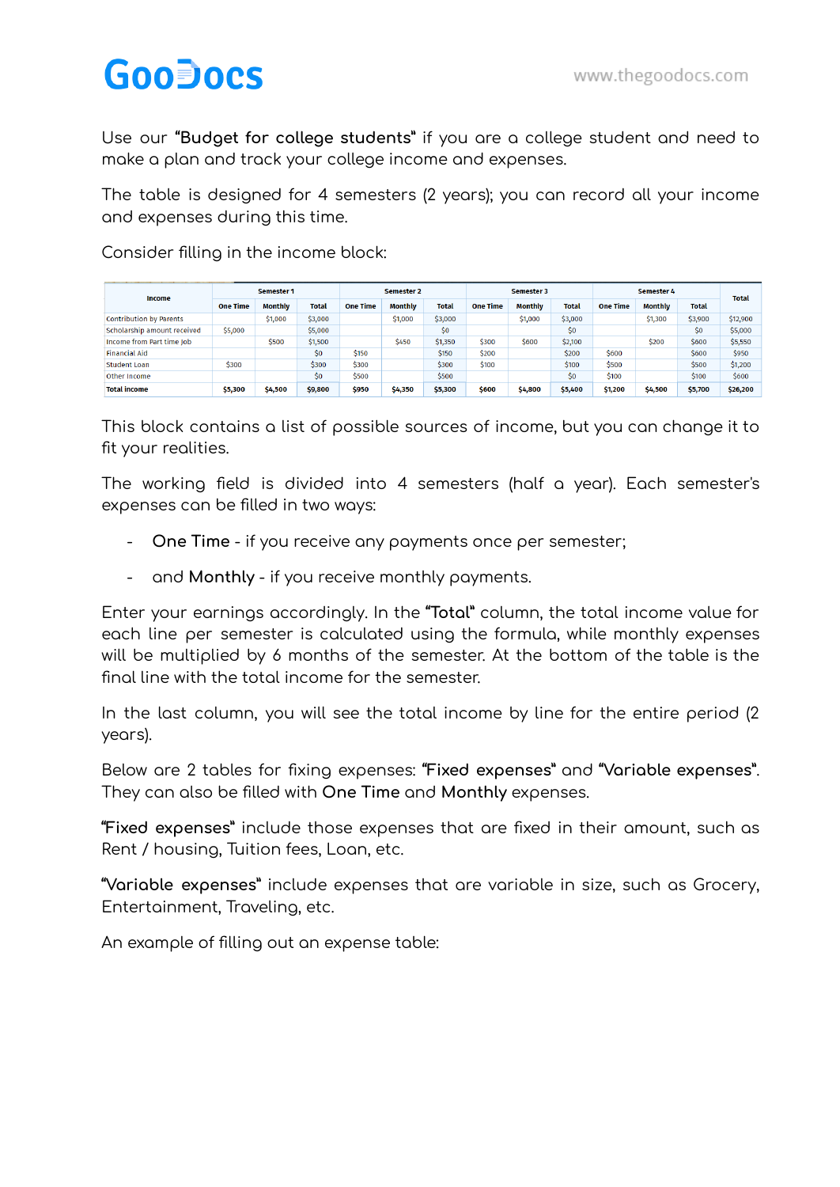Use our **"Budget for college students"** if you are a college student and need to make a plan and track your college income and expenses.

The table is designed for 4 semesters (2 years); you can record all your income and expenses during this time.

Consider filling in the income block:

| Income | Semester 1 | | | Semester 2 | | | Semester 3 | | | Semester 4 | | | Total |
|---|---|---|---|---|---|---|---|---|---|---|---|---|---|
| | One Time | Monthly | Total | One Time | Monthly | Total | One Time | Monthly | Total | One Time | Monthly | Total | |
| Contribution by Parents | | $1,000 | $3,000 | | $1,000 | $3,000 | | $1,000 | $3,000 | | $1,300 | $3,900 | $12,900 |
| Scholarship amount received | $5,000 | | $5,000 | | | $0 | | | $0 | | | $0 | $5,000 |
| Income from Part time Job | | $500 | $1,500 | | $450 | $1,350 | $300 | $600 | $2,100 | | $200 | $600 | $5,550 |
| Financial Aid | | | $0 | $150 | | $150 | $200 | | $200 | $600 | | $600 | $950 |
| Student Loan | $300 | | $300 | $300 | | $300 | $100 | | $100 | $500 | | $500 | $1,200 |
| Other Income | | | $0 | $500 | | $500 | | | $0 | $100 | | $100 | $600 |
| **Total income** | **$5,300** | **$4,500** | **$9,800** | **$950** | **$4,350** | **$5,300** | **$600** | **$4,800** | **$5,400** | **$1,200** | **$4,500** | **$5,700** | **$26,200** |

This block contains a list of possible sources of income, but you can change it to fit your realities.

The working field is divided into 4 semesters (half a year). Each semester's expenses can be filled in two ways:

- **One Time** - if you receive any payments once per semester;
- and **Monthly** - if you receive monthly payments.

Enter your earnings accordingly. In the **"Total"** column, the total income value for each line per semester is calculated using the formula, while monthly expenses will be multiplied by 6 months of the semester. At the bottom of the table is the final line with the total income for the semester.

In the last column, you will see the total income by line for the entire period (2 years).

Below are 2 tables for fixing expenses: **"Fixed expenses"** and **"Variable expenses"**. They can also be filled with **One Time** and **Monthly** expenses.

**"Fixed expenses"** include those expenses that are fixed in their amount, such as Rent / housing, Tuition fees, Loan, etc.

**"Variable expenses"** include expenses that are variable in size, such as Grocery, Entertainment, Traveling, etc.

An example of filling out an expense table: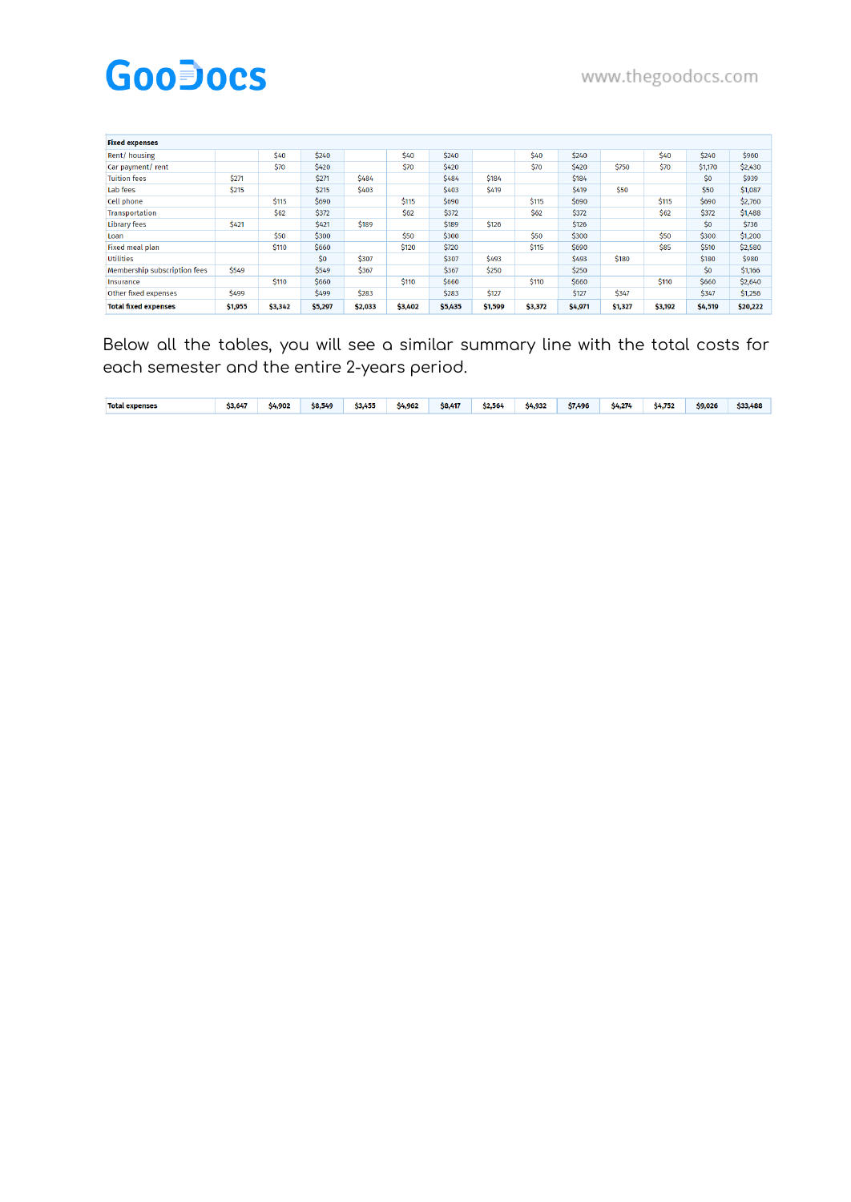| | | | | | | | | | | | | | |
|---|---|---|---|---|---|---|---|---|---|---|---|---|---|
| **Fixed expenses** | | | | | | | | | | | | | |
| Rent/ housing | | $40 | $240 | | $40 | $240 | | $40 | $240 | | $40 | $240 | $960 |
| Car payment/ rent | | $70 | $420 | | $70 | $420 | | $70 | $420 | $750 | $70 | $1,170 | $2,430 |
| Tuition fees | $271 | | $271 | $484 | | $484 | $184 | | $184 | | | $0 | $939 |
| Lab fees | $215 | | $215 | $403 | | $403 | $419 | | $419 | $50 | | $50 | $1,087 |
| Cell phone | | $115 | $690 | | $115 | $690 | | $115 | $690 | | $115 | $690 | $2,760 |
| Transportation | | $62 | $372 | | $62 | $372 | | $62 | $372 | | $62 | $372 | $1,488 |
| Library fees | $421 | | $421 | $189 | | $189 | $126 | | $126 | | | $0 | $736 |
| Loan | | $50 | $300 | | $50 | $300 | | $50 | $300 | | $50 | $300 | $1,200 |
| Fixed meal plan | | $110 | $660 | | $120 | $720 | | $115 | $690 | | $85 | $510 | $2,580 |
| Utilities | | | $0 | $307 | | $307 | $493 | | $493 | $180 | | $180 | $980 |
| Membership subscription fees | $549 | | $549 | $367 | | $367 | $250 | | $250 | | | $0 | $1,166 |
| Insurance | | $110 | $660 | | $110 | $660 | | $110 | $660 | | $110 | $660 | $2,640 |
| Other fixed expenses | $499 | | $499 | $283 | | $283 | $127 | | $127 | $347 | | $347 | $1,256 |
| **Total fixed expenses** | **$1,955** | **$3,342** | **$5,297** | **$2,033** | **$3,402** | **$5,435** | **$1,599** | **$3,372** | **$4,971** | **$1,327** | **$3,192** | **$4,519** | **$20,222** |

Below all the tables, you will see a similar summary line with the total costs for each semester and the entire 2-years period.

| | | | | | | | | | | | | | |
|---|---|---|---|---|---|---|---|---|---|---|---|---|---|
| **Total expenses** | **$3,647** | **$4,902** | **$8,549** | **$3,455** | **$4,962** | **$8,417** | **$2,564** | **$4,932** | **$7,496** | **$4,274** | **$4,752** | **$9,026** | **$33,488** |